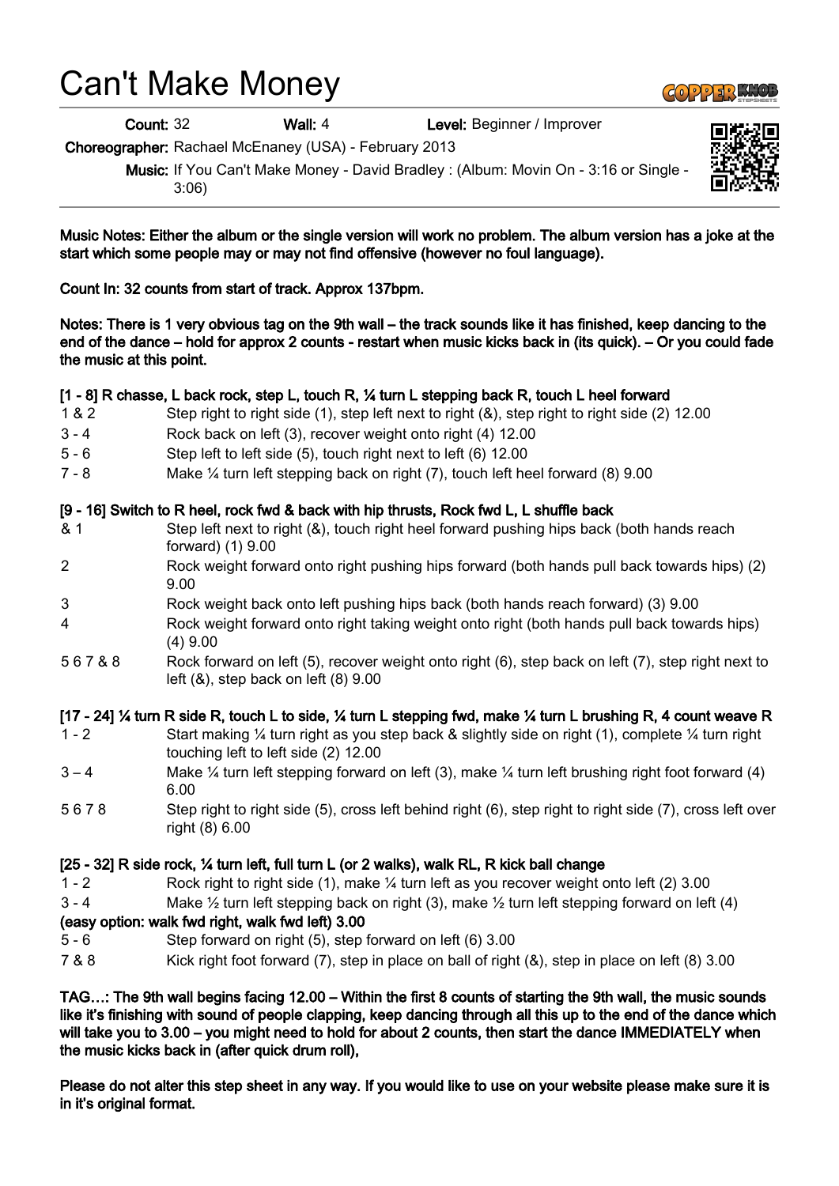# Can't Make Money

**Count:** 32 **Wall:** 4 **Level:** Beginner / Improver

**Choreographer:** Rachael McEnaney (USA) - February 2013

**Music:** If You Can't Make Money - David Bradley : (Album: Movin On - 3:16 or Single - 3:06)

**Music Notes: Either the album or the single version will work no problem. The album version has a joke at the start which some people may or may not find offensive (however no foul language).**

**Count In: 32 counts from start of track. Approx 137bpm.**

**Notes: There is 1 very obvious tag on the 9th wall – the track sounds like it has finished, keep dancing to the end of the dance – hold for approx 2 counts - restart when music kicks back in (its quick). – Or you could fade the music at this point.**

**[1 - 8] R chasse, L back rock, step L, touch R, ¼ turn L stepping back R, touch L heel forward**

| | |
|---|---|
| 1 & 2 | Step right to right side (1), step left next to right (&), step right to right side (2) 12.00 |
| 3 - 4 | Rock back on left (3), recover weight onto right (4) 12.00 |
| 5 - 6 | Step left to left side (5), touch right next to left (6) 12.00 |
| 7 - 8 | Make ¼ turn left stepping back on right (7), touch left heel forward (8) 9.00 |

**[9 - 16] Switch to R heel, rock fwd & back with hip thrusts, Rock fwd L, L shuffle back**

| | |
|---|---|
| & 1 | Step left next to right (&), touch right heel forward pushing hips back (both hands reach forward) (1) 9.00 |
| 2 | Rock weight forward onto right pushing hips forward (both hands pull back towards hips) (2) 9.00 |
| 3 | Rock weight back onto left pushing hips back (both hands reach forward) (3) 9.00 |
| 4 | Rock weight forward onto right taking weight onto right (both hands pull back towards hips) (4) 9.00 |
| 5 6 7 & 8 | Rock forward on left (5), recover weight onto right (6), step back on left (7), step right next to left (&), step back on left (8) 9.00 |

**[17 - 24] ¼ turn R side R, touch L to side, ¼ turn L stepping fwd, make ¼ turn L brushing R, 4 count weave R**

| | |
|---|---|
| 1 - 2 | Start making ¼ turn right as you step back & slightly side on right (1), complete ¼ turn right touching left to left side (2) 12.00 |
| 3 – 4 | Make ¼ turn left stepping forward on left (3), make ¼ turn left brushing right foot forward (4) 6.00 |
| 5 6 7 8 | Step right to right side (5), cross left behind right (6), step right to right side (7), cross left over right (8) 6.00 |

**[25 - 32] R side rock, ¼ turn left, full turn L (or 2 walks), walk RL, R kick ball change**

| | |
|---|---|
| 1 - 2 | Rock right to right side (1), make ¼ turn left as you recover weight onto left (2) 3.00 |
| 3 - 4 | Make ½ turn left stepping back on right (3), make ½ turn left stepping forward on left (4) |

**(easy option: walk fwd right, walk fwd left) 3.00**

| | |
|---|---|
| 5 - 6 | Step forward on right (5), step forward on left (6) 3.00 |
| 7 & 8 | Kick right foot forward (7), step in place on ball of right (&), step in place on left (8) 3.00 |

**TAG…: The 9th wall begins facing 12.00 – Within the first 8 counts of starting the 9th wall, the music sounds like it's finishing with sound of people clapping, keep dancing through all this up to the end of the dance which will take you to 3.00 – you might need to hold for about 2 counts, then start the dance IMMEDIATELY when the music kicks back in (after quick drum roll),**

**Please do not alter this step sheet in any way. If you would like to use on your website please make sure it is in it's original format.**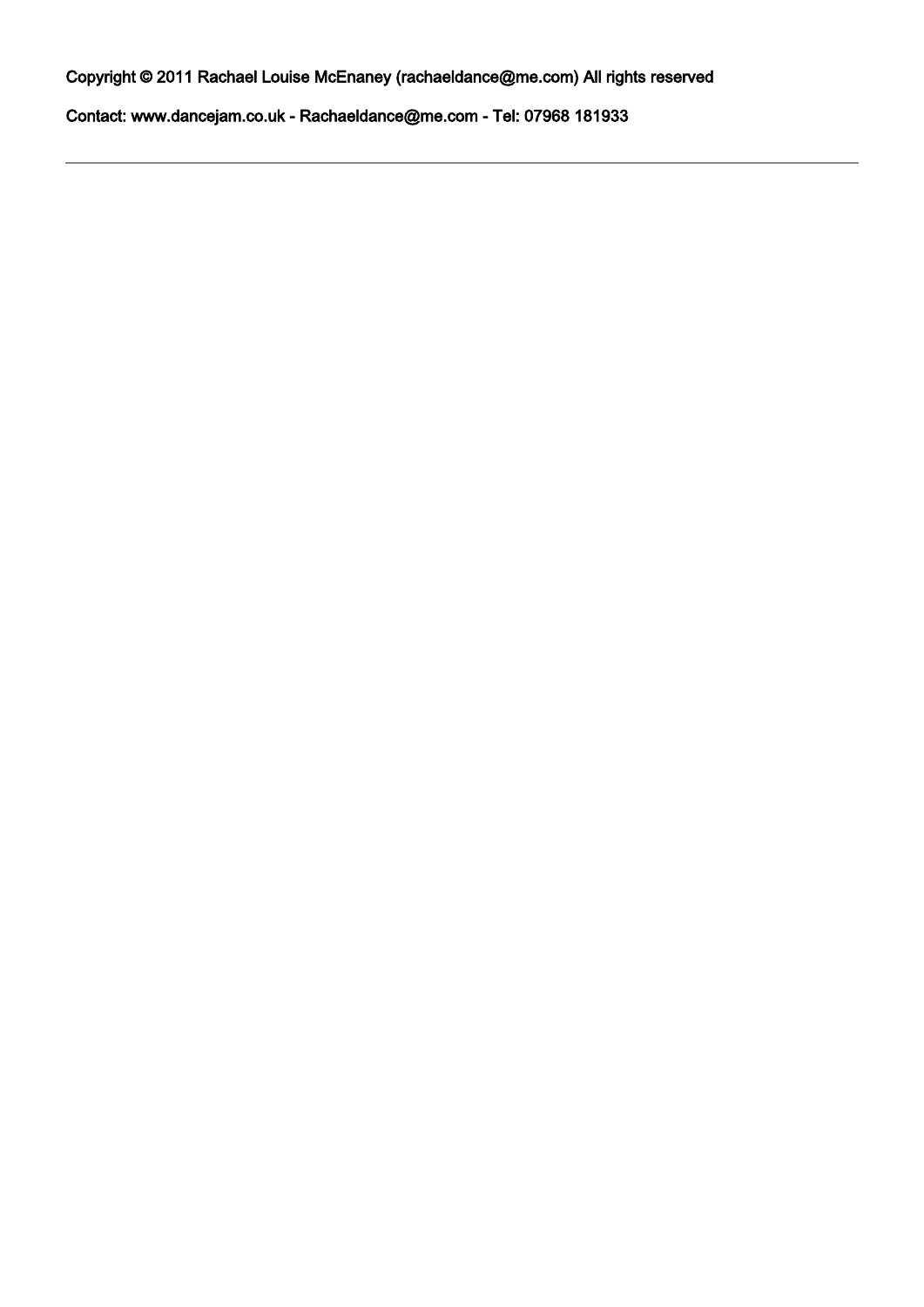Copyright © 2011 Rachael Louise McEnaney (rachaeldance@me.com) All rights reserved

Contact: www.dancejam.co.uk - Rachaeldance@me.com - Tel: 07968 181933

---